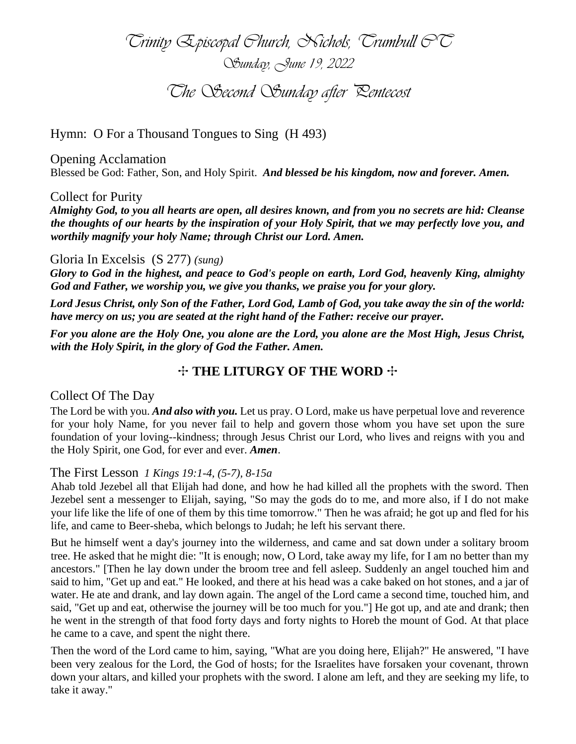# Trinity Episcopal Church, Nichols, Trumbull CT

Sunday, June 19, 2022

## The Second Sunday after Pentecost

Hymn: O For a Thousand Tongues to Sing (H 493)

Opening Acclamation

Blessed be God: Father, Son, and Holy Spirit. ***And blessed be his kingdom, now and forever. Amen.***

Collect for Purity

***Almighty God, to you all hearts are open, all desires known, and from you no secrets are hid: Cleanse the thoughts of our hearts by the inspiration of your Holy Spirit, that we may perfectly love you, and worthily magnify your holy Name; through Christ our Lord. Amen.***

Gloria In Excelsis (S 277) *(sung)*

***Glory to God in the highest, and peace to God's people on earth, Lord God, heavenly King, almighty God and Father, we worship you, we give you thanks, we praise you for your glory.***

***Lord Jesus Christ, only Son of the Father, Lord God, Lamb of God, you take away the sin of the world: have mercy on us; you are seated at the right hand of the Father: receive our prayer.***

***For you alone are the Holy One, you alone are the Lord, you alone are the Most High, Jesus Christ, with the Holy Spirit, in the glory of God the Father. Amen.***

### ☩ THE LITURGY OF THE WORD ☩

Collect Of The Day

The Lord be with you. ***And also with you.*** Let us pray. O Lord, make us have perpetual love and reverence for your holy Name, for you never fail to help and govern those whom you have set upon the sure foundation of your loving--kindness; through Jesus Christ our Lord, who lives and reigns with you and the Holy Spirit, one God, for ever and ever. ***Amen***.

The First Lesson *1 Kings 19:1-4, (5-7), 8-15a*

Ahab told Jezebel all that Elijah had done, and how he had killed all the prophets with the sword. Then Jezebel sent a messenger to Elijah, saying, "So may the gods do to me, and more also, if I do not make your life like the life of one of them by this time tomorrow." Then he was afraid; he got up and fled for his life, and came to Beer-sheba, which belongs to Judah; he left his servant there.

But he himself went a day's journey into the wilderness, and came and sat down under a solitary broom tree. He asked that he might die: "It is enough; now, O Lord, take away my life, for I am no better than my ancestors." [Then he lay down under the broom tree and fell asleep. Suddenly an angel touched him and said to him, "Get up and eat." He looked, and there at his head was a cake baked on hot stones, and a jar of water. He ate and drank, and lay down again. The angel of the Lord came a second time, touched him, and said, "Get up and eat, otherwise the journey will be too much for you."] He got up, and ate and drank; then he went in the strength of that food forty days and forty nights to Horeb the mount of God. At that place he came to a cave, and spent the night there.

Then the word of the Lord came to him, saying, "What are you doing here, Elijah?" He answered, "I have been very zealous for the Lord, the God of hosts; for the Israelites have forsaken your covenant, thrown down your altars, and killed your prophets with the sword. I alone am left, and they are seeking my life, to take it away."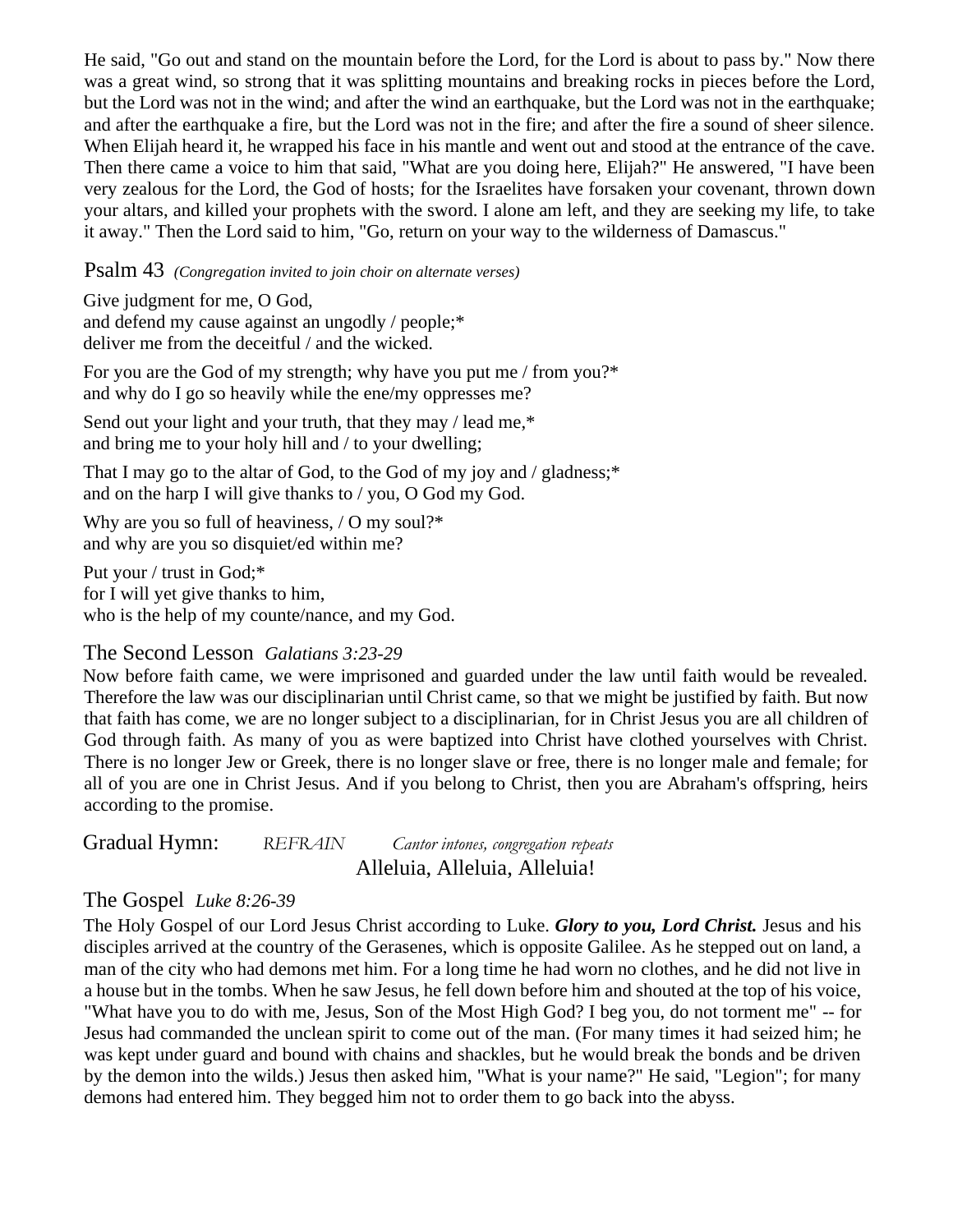He said, "Go out and stand on the mountain before the Lord, for the Lord is about to pass by." Now there was a great wind, so strong that it was splitting mountains and breaking rocks in pieces before the Lord, but the Lord was not in the wind; and after the wind an earthquake, but the Lord was not in the earthquake; and after the earthquake a fire, but the Lord was not in the fire; and after the fire a sound of sheer silence. When Elijah heard it, he wrapped his face in his mantle and went out and stood at the entrance of the cave. Then there came a voice to him that said, "What are you doing here, Elijah?" He answered, "I have been very zealous for the Lord, the God of hosts; for the Israelites have forsaken your covenant, thrown down your altars, and killed your prophets with the sword. I alone am left, and they are seeking my life, to take it away." Then the Lord said to him, "Go, return on your way to the wilderness of Damascus."

## Psalm 43 *(Congregation invited to join choir on alternate verses)*

Give judgment for me, O God,
and defend my cause against an ungodly / people;*
deliver me from the deceitful / and the wicked.

For you are the God of my strength; why have you put me / from you?*
and why do I go so heavily while the ene/my oppresses me?

Send out your light and your truth, that they may / lead me,*
and bring me to your holy hill and / to your dwelling;

That I may go to the altar of God, to the God of my joy and / gladness;*
and on the harp I will give thanks to / you, O God my God.

Why are you so full of heaviness, / O my soul?*
and why are you so disquiet/ed within me?

Put your / trust in God;*
for I will yet give thanks to him,
who is the help of my counte/nance, and my God.

## The Second Lesson *Galatians 3:23-29*

Now before faith came, we were imprisoned and guarded under the law until faith would be revealed. Therefore the law was our disciplinarian until Christ came, so that we might be justified by faith. But now that faith has come, we are no longer subject to a disciplinarian, for in Christ Jesus you are all children of God through faith. As many of you as were baptized into Christ have clothed yourselves with Christ. There is no longer Jew or Greek, there is no longer slave or free, there is no longer male and female; for all of you are one in Christ Jesus. And if you belong to Christ, then you are Abraham's offspring, heirs according to the promise.

## Gradual Hymn: *REFRAIN* *Cantor intones, congregation repeats*

Alleluia, Alleluia, Alleluia!

## The Gospel *Luke 8:26-39*

The Holy Gospel of our Lord Jesus Christ according to Luke. ***Glory to you, Lord Christ.*** Jesus and his disciples arrived at the country of the Gerasenes, which is opposite Galilee. As he stepped out on land, a man of the city who had demons met him. For a long time he had worn no clothes, and he did not live in a house but in the tombs. When he saw Jesus, he fell down before him and shouted at the top of his voice, "What have you to do with me, Jesus, Son of the Most High God? I beg you, do not torment me" -- for Jesus had commanded the unclean spirit to come out of the man. (For many times it had seized him; he was kept under guard and bound with chains and shackles, but he would break the bonds and be driven by the demon into the wilds.) Jesus then asked him, "What is your name?" He said, "Legion"; for many demons had entered him. They begged him not to order them to go back into the abyss.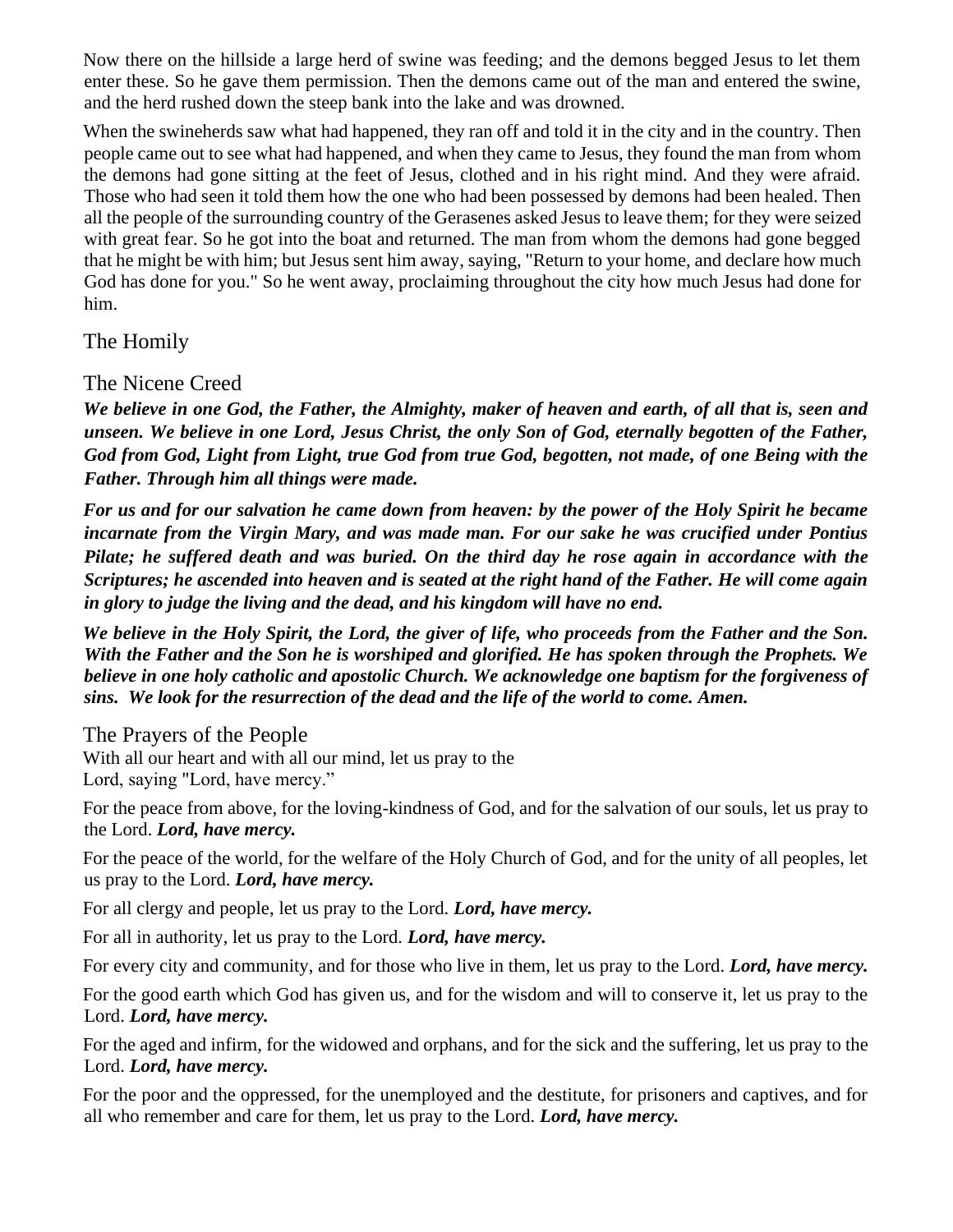Now there on the hillside a large herd of swine was feeding; and the demons begged Jesus to let them enter these. So he gave them permission. Then the demons came out of the man and entered the swine, and the herd rushed down the steep bank into the lake and was drowned.

When the swineherds saw what had happened, they ran off and told it in the city and in the country. Then people came out to see what had happened, and when they came to Jesus, they found the man from whom the demons had gone sitting at the feet of Jesus, clothed and in his right mind. And they were afraid. Those who had seen it told them how the one who had been possessed by demons had been healed. Then all the people of the surrounding country of the Gerasenes asked Jesus to leave them; for they were seized with great fear. So he got into the boat and returned. The man from whom the demons had gone begged that he might be with him; but Jesus sent him away, saying, "Return to your home, and declare how much God has done for you." So he went away, proclaiming throughout the city how much Jesus had done for him.

## The Homily

## The Nicene Creed

***We believe in one God, the Father, the Almighty, maker of heaven and earth, of all that is, seen and unseen. We believe in one Lord, Jesus Christ, the only Son of God, eternally begotten of the Father, God from God, Light from Light, true God from true God, begotten, not made, of one Being with the Father. Through him all things were made.***

***For us and for our salvation he came down from heaven: by the power of the Holy Spirit he became incarnate from the Virgin Mary, and was made man. For our sake he was crucified under Pontius Pilate; he suffered death and was buried. On the third day he rose again in accordance with the Scriptures; he ascended into heaven and is seated at the right hand of the Father. He will come again in glory to judge the living and the dead, and his kingdom will have no end.***

***We believe in the Holy Spirit, the Lord, the giver of life, who proceeds from the Father and the Son. With the Father and the Son he is worshiped and glorified. He has spoken through the Prophets. We believe in one holy catholic and apostolic Church. We acknowledge one baptism for the forgiveness of sins. We look for the resurrection of the dead and the life of the world to come. Amen.***

## The Prayers of the People

With all our heart and with all our mind, let us pray to the Lord, saying "Lord, have mercy."

For the peace from above, for the loving-kindness of God, and for the salvation of our souls, let us pray to the Lord. ***Lord, have mercy.***

For the peace of the world, for the welfare of the Holy Church of God, and for the unity of all peoples, let us pray to the Lord. ***Lord, have mercy.***

For all clergy and people, let us pray to the Lord. ***Lord, have mercy.***

For all in authority, let us pray to the Lord. ***Lord, have mercy.***

For every city and community, and for those who live in them, let us pray to the Lord. ***Lord, have mercy.***

For the good earth which God has given us, and for the wisdom and will to conserve it, let us pray to the Lord. ***Lord, have mercy.***

For the aged and infirm, for the widowed and orphans, and for the sick and the suffering, let us pray to the Lord. ***Lord, have mercy.***

For the poor and the oppressed, for the unemployed and the destitute, for prisoners and captives, and for all who remember and care for them, let us pray to the Lord. ***Lord, have mercy.***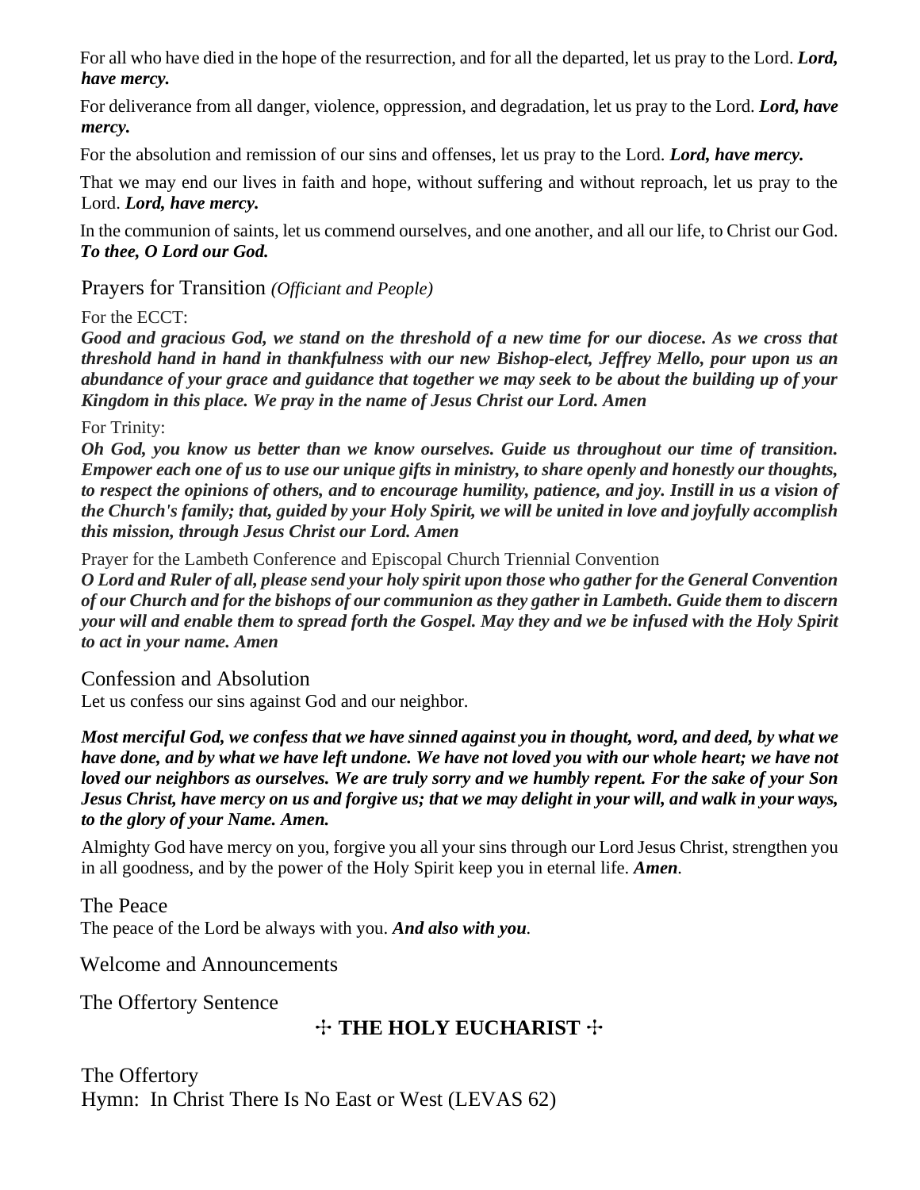For all who have died in the hope of the resurrection, and for all the departed, let us pray to the Lord. ***Lord, have mercy.***

For deliverance from all danger, violence, oppression, and degradation, let us pray to the Lord. ***Lord, have mercy.***

For the absolution and remission of our sins and offenses, let us pray to the Lord. ***Lord, have mercy.***

That we may end our lives in faith and hope, without suffering and without reproach, let us pray to the Lord. ***Lord, have mercy.***

In the communion of saints, let us commend ourselves, and one another, and all our life, to Christ our God. ***To thee, O Lord our God.***

## Prayers for Transition *(Officiant and People)*

For the ECCT:

***Good and gracious God, we stand on the threshold of a new time for our diocese. As we cross that threshold hand in hand in thankfulness with our new Bishop-elect, Jeffrey Mello, pour upon us an abundance of your grace and guidance that together we may seek to be about the building up of your Kingdom in this place. We pray in the name of Jesus Christ our Lord. Amen***

For Trinity:

***Oh God, you know us better than we know ourselves. Guide us throughout our time of transition. Empower each one of us to use our unique gifts in ministry, to share openly and honestly our thoughts, to respect the opinions of others, and to encourage humility, patience, and joy. Instill in us a vision of the Church's family; that, guided by your Holy Spirit, we will be united in love and joyfully accomplish this mission, through Jesus Christ our Lord. Amen***

Prayer for the Lambeth Conference and Episcopal Church Triennial Convention

***O Lord and Ruler of all, please send your holy spirit upon those who gather for the General Convention of our Church and for the bishops of our communion as they gather in Lambeth. Guide them to discern your will and enable them to spread forth the Gospel. May they and we be infused with the Holy Spirit to act in your name. Amen***

## Confession and Absolution

Let us confess our sins against God and our neighbor.

***Most merciful God, we confess that we have sinned against you in thought, word, and deed, by what we have done, and by what we have left undone. We have not loved you with our whole heart; we have not loved our neighbors as ourselves. We are truly sorry and we humbly repent. For the sake of your Son Jesus Christ, have mercy on us and forgive us; that we may delight in your will, and walk in your ways, to the glory of your Name. Amen.***

Almighty God have mercy on you, forgive you all your sins through our Lord Jesus Christ, strengthen you in all goodness, and by the power of the Holy Spirit keep you in eternal life. ***Amen***.

## The Peace

The peace of the Lord be always with you. ***And also with you***.

## Welcome and Announcements

## The Offertory Sentence

# ☩ THE HOLY EUCHARIST ☩

## The Offertory

Hymn: In Christ There Is No East or West (LEVAS 62)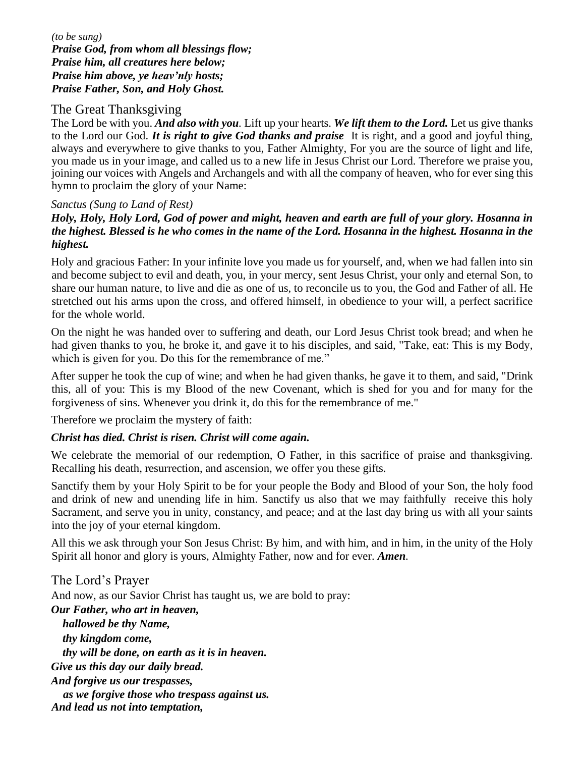*(to be sung)*
***Praise God, from whom all blessings flow;***
***Praise him, all creatures here below;***
***Praise him above, ye heav'nly hosts;***
***Praise Father, Son, and Holy Ghost.***

## The Great Thanksgiving

The Lord be with you. ***And also with you***. Lift up your hearts. ***We lift them to the Lord.*** Let us give thanks to the Lord our God. ***It is right to give God thanks and praise*** It is right, and a good and joyful thing, always and everywhere to give thanks to you, Father Almighty, For you are the source of light and life, you made us in your image, and called us to a new life in Jesus Christ our Lord. Therefore we praise you, joining our voices with Angels and Archangels and with all the company of heaven, who for ever sing this hymn to proclaim the glory of your Name:

*Sanctus (Sung to Land of Rest)*

***Holy, Holy, Holy Lord, God of power and might, heaven and earth are full of your glory. Hosanna in the highest. Blessed is he who comes in the name of the Lord. Hosanna in the highest. Hosanna in the highest.***

Holy and gracious Father: In your infinite love you made us for yourself, and, when we had fallen into sin and become subject to evil and death, you, in your mercy, sent Jesus Christ, your only and eternal Son, to share our human nature, to live and die as one of us, to reconcile us to you, the God and Father of all. He stretched out his arms upon the cross, and offered himself, in obedience to your will, a perfect sacrifice for the whole world.

On the night he was handed over to suffering and death, our Lord Jesus Christ took bread; and when he had given thanks to you, he broke it, and gave it to his disciples, and said, "Take, eat: This is my Body, which is given for you. Do this for the remembrance of me."

After supper he took the cup of wine; and when he had given thanks, he gave it to them, and said, "Drink this, all of you: This is my Blood of the new Covenant, which is shed for you and for many for the forgiveness of sins. Whenever you drink it, do this for the remembrance of me."

Therefore we proclaim the mystery of faith:

***Christ has died. Christ is risen. Christ will come again.***

We celebrate the memorial of our redemption, O Father, in this sacrifice of praise and thanksgiving. Recalling his death, resurrection, and ascension, we offer you these gifts.

Sanctify them by your Holy Spirit to be for your people the Body and Blood of your Son, the holy food and drink of new and unending life in him. Sanctify us also that we may faithfully receive this holy Sacrament, and serve you in unity, constancy, and peace; and at the last day bring us with all your saints into the joy of your eternal kingdom.

All this we ask through your Son Jesus Christ: By him, and with him, and in him, in the unity of the Holy Spirit all honor and glory is yours, Almighty Father, now and for ever. ***Amen***.

## The Lord's Prayer

And now, as our Savior Christ has taught us, we are bold to pray:

***Our Father, who art in heaven,***
***hallowed be thy Name,***
***thy kingdom come,***
***thy will be done, on earth as it is in heaven.***
***Give us this day our daily bread.***
***And forgive us our trespasses,***
***as we forgive those who trespass against us.***
***And lead us not into temptation,***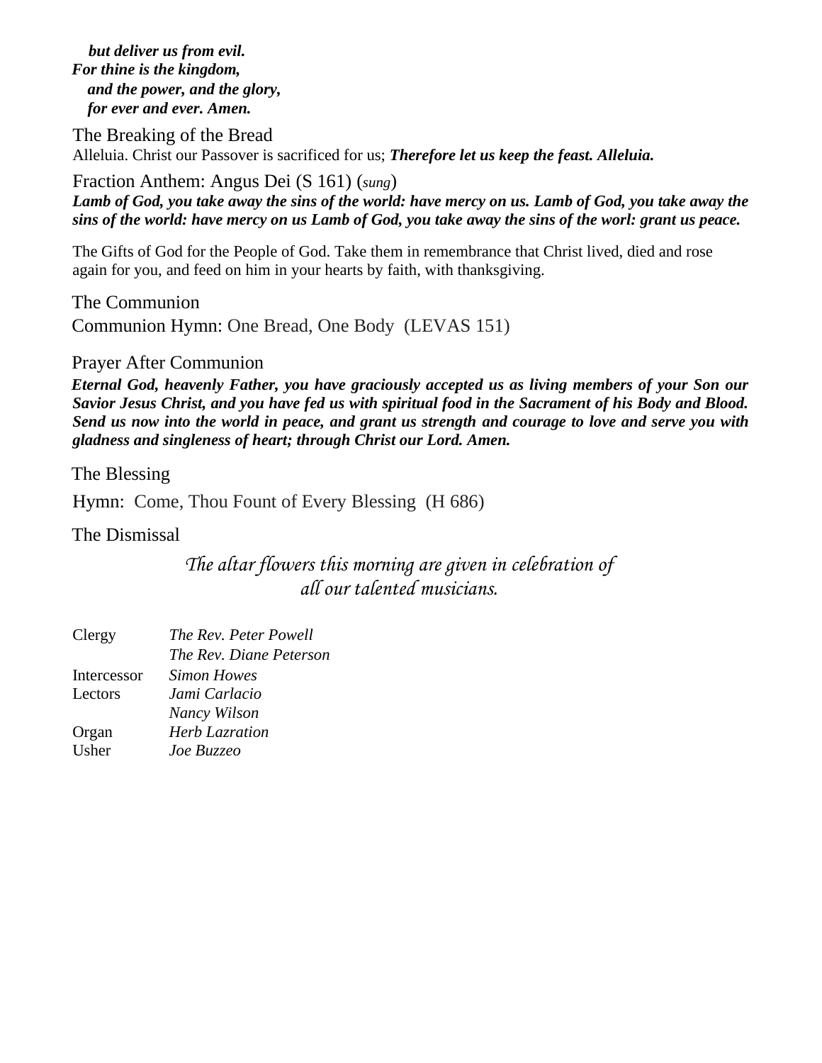***but deliver us from evil.***
***For thine is the kingdom,***
***and the power, and the glory,***
***for ever and ever. Amen.***

The Breaking of the Bread

Alleluia. Christ our Passover is sacrificed for us; ***Therefore let us keep the feast. Alleluia.***

Fraction Anthem: Angus Dei (S 161) (*sung*)

***Lamb of God, you take away the sins of the world: have mercy on us. Lamb of God, you take away the sins of the world: have mercy on us Lamb of God, you take away the sins of the worl: grant us peace.***

The Gifts of God for the People of God. Take them in remembrance that Christ lived, died and rose again for you, and feed on him in your hearts by faith, with thanksgiving.

The Communion

Communion Hymn: One Bread, One Body (LEVAS 151)

Prayer After Communion

***Eternal God, heavenly Father, you have graciously accepted us as living members of your Son our Savior Jesus Christ, and you have fed us with spiritual food in the Sacrament of his Body and Blood. Send us now into the world in peace, and grant us strength and courage to love and serve you with gladness and singleness of heart; through Christ our Lord. Amen.***

The Blessing

Hymn: Come, Thou Fount of Every Blessing (H 686)

The Dismissal

*The altar flowers this morning are given in celebration of all our talented musicians.*

| | |
|---|---|
| Clergy | *The Rev. Peter Powell* |
| | *The Rev. Diane Peterson* |
| Intercessor | *Simon Howes* |
| Lectors | *Jami Carlacio* |
| | *Nancy Wilson* |
| Organ | *Herb Lazration* |
| Usher | *Joe Buzzeo* |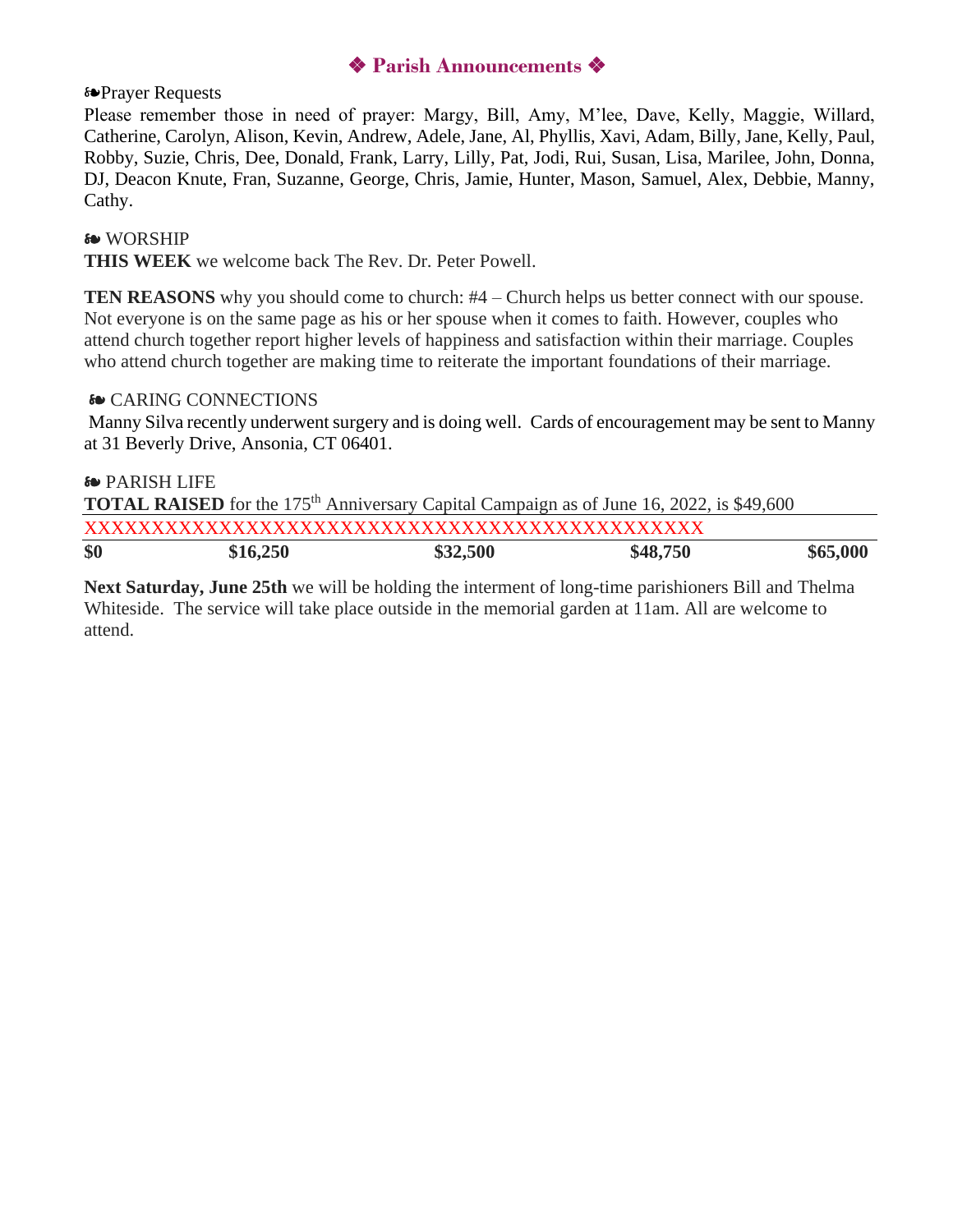# ❖ Parish Announcements ❖

❧Prayer Requests

Please remember those in need of prayer: Margy, Bill, Amy, M'lee, Dave, Kelly, Maggie, Willard, Catherine, Carolyn, Alison, Kevin, Andrew, Adele, Jane, Al, Phyllis, Xavi, Adam, Billy, Jane, Kelly, Paul, Robby, Suzie, Chris, Dee, Donald, Frank, Larry, Lilly, Pat, Jodi, Rui, Susan, Lisa, Marilee, John, Donna, DJ, Deacon Knute, Fran, Suzanne, George, Chris, Jamie, Hunter, Mason, Samuel, Alex, Debbie, Manny, Cathy.

❧ WORSHIP

**THIS WEEK** we welcome back The Rev. Dr. Peter Powell.

**TEN REASONS** why you should come to church: #4 – Church helps us better connect with our spouse. Not everyone is on the same page as his or her spouse when it comes to faith. However, couples who attend church together report higher levels of happiness and satisfaction within their marriage. Couples who attend church together are making time to reiterate the important foundations of their marriage.

❧ CARING CONNECTIONS

Manny Silva recently underwent surgery and is doing well. Cards of encouragement may be sent to Manny at 31 Beverly Drive, Ansonia, CT 06401.

❧ PARISH LIFE

**TOTAL RAISED** for the 175th Anniversary Capital Campaign as of June 16, 2022, is $49,600

XXXXXXXXXXXXXXXXXXXXXXXXXXXXXXXXXXXXXXXXXXXXX

**$0** **$16,250** **$32,500** **$48,750** **$65,000**

**Next Saturday, June 25th** we will be holding the interment of long-time parishioners Bill and Thelma Whiteside. The service will take place outside in the memorial garden at 11am. All are welcome to attend.